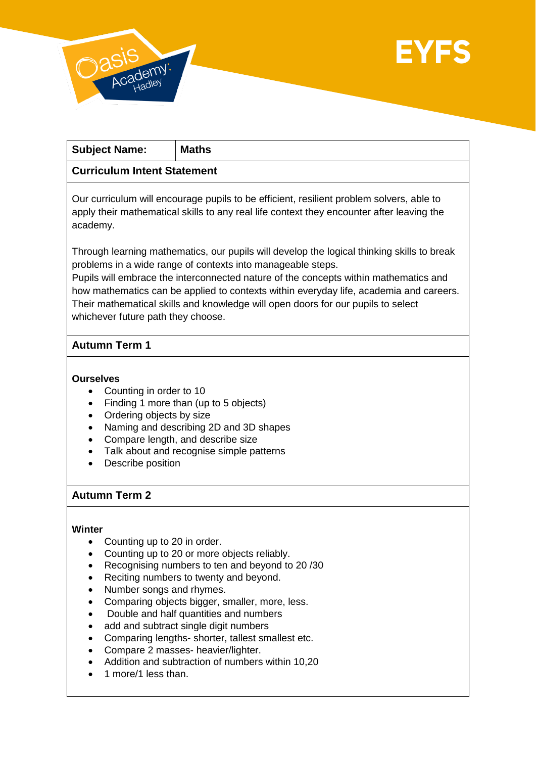# EYFS

Oasis Academy Hadley

| **Subject Name:** | **Maths** |
|---|---|

## Curriculum Intent Statement

Our curriculum will encourage pupils to be efficient, resilient problem solvers, able to apply their mathematical skills to any real life context they encounter after leaving the academy.

Through learning mathematics, our pupils will develop the logical thinking skills to break problems in a wide range of contexts into manageable steps.
Pupils will embrace the interconnected nature of the concepts within mathematics and how mathematics can be applied to contexts within everyday life, academia and careers. Their mathematical skills and knowledge will open doors for our pupils to select whichever future path they choose.

## Autumn Term 1

**Ourselves**

- Counting in order to 10
- Finding 1 more than (up to 5 objects)
- Ordering objects by size
- Naming and describing 2D and 3D shapes
- Compare length, and describe size
- Talk about and recognise simple patterns
- Describe position

## Autumn Term 2

**Winter**

- Counting up to 20 in order.
- Counting up to 20 or more objects reliably.
- Recognising numbers to ten and beyond to 20 /30
- Reciting numbers to twenty and beyond.
- Number songs and rhymes.
- Comparing objects bigger, smaller, more, less.
- Double and half quantities and numbers
- add and subtract single digit numbers
- Comparing lengths- shorter, tallest smallest etc.
- Compare 2 masses- heavier/lighter.
- Addition and subtraction of numbers within 10,20
- 1 more/1 less than.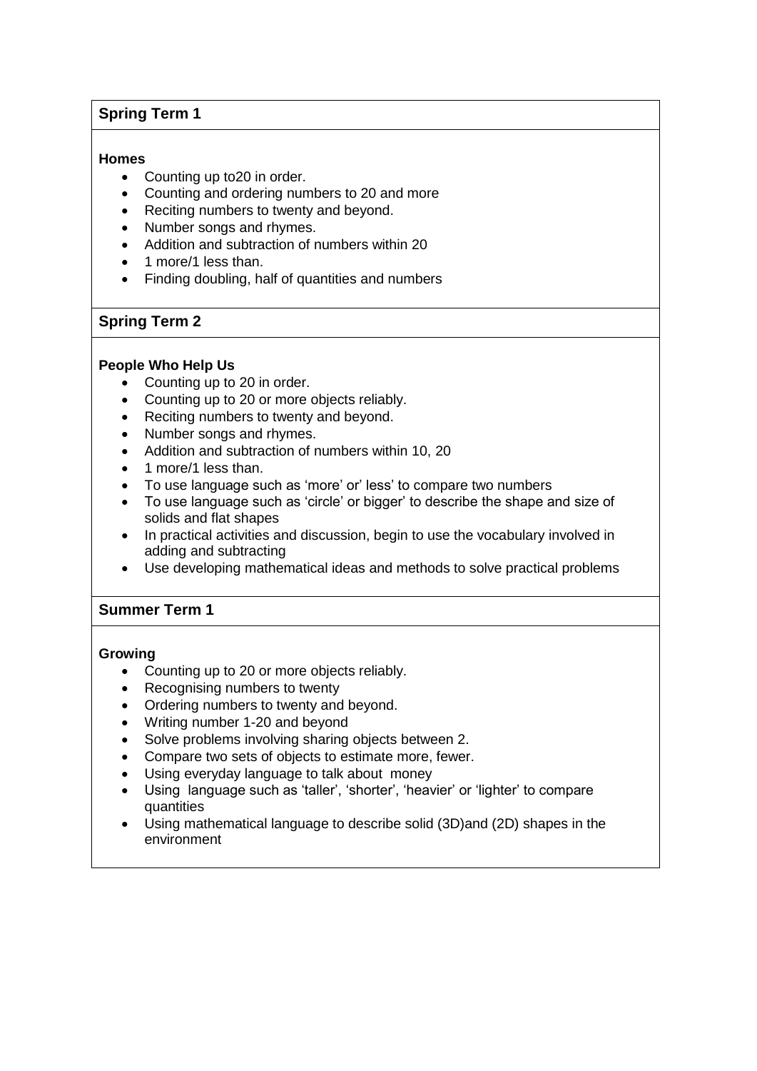## Spring Term 1

**Homes**

- Counting up to20 in order.
- Counting and ordering numbers to 20 and more
- Reciting numbers to twenty and beyond.
- Number songs and rhymes.
- Addition and subtraction of numbers within 20
- 1 more/1 less than.
- Finding doubling, half of quantities and numbers

## Spring Term 2

**People Who Help Us**

- Counting up to 20 in order.
- Counting up to 20 or more objects reliably.
- Reciting numbers to twenty and beyond.
- Number songs and rhymes.
- Addition and subtraction of numbers within 10, 20
- 1 more/1 less than.
- To use language such as 'more' or' less' to compare two numbers
- To use language such as 'circle' or bigger' to describe the shape and size of solids and flat shapes
- In practical activities and discussion, begin to use the vocabulary involved in adding and subtracting
- Use developing mathematical ideas and methods to solve practical problems

## Summer Term 1

**Growing**

- Counting up to 20 or more objects reliably.
- Recognising numbers to twenty
- Ordering numbers to twenty and beyond.
- Writing number 1-20 and beyond
- Solve problems involving sharing objects between 2.
- Compare two sets of objects to estimate more, fewer.
- Using everyday language to talk about money
- Using language such as 'taller', 'shorter', 'heavier' or 'lighter' to compare quantities
- Using mathematical language to describe solid (3D)and (2D) shapes in the environment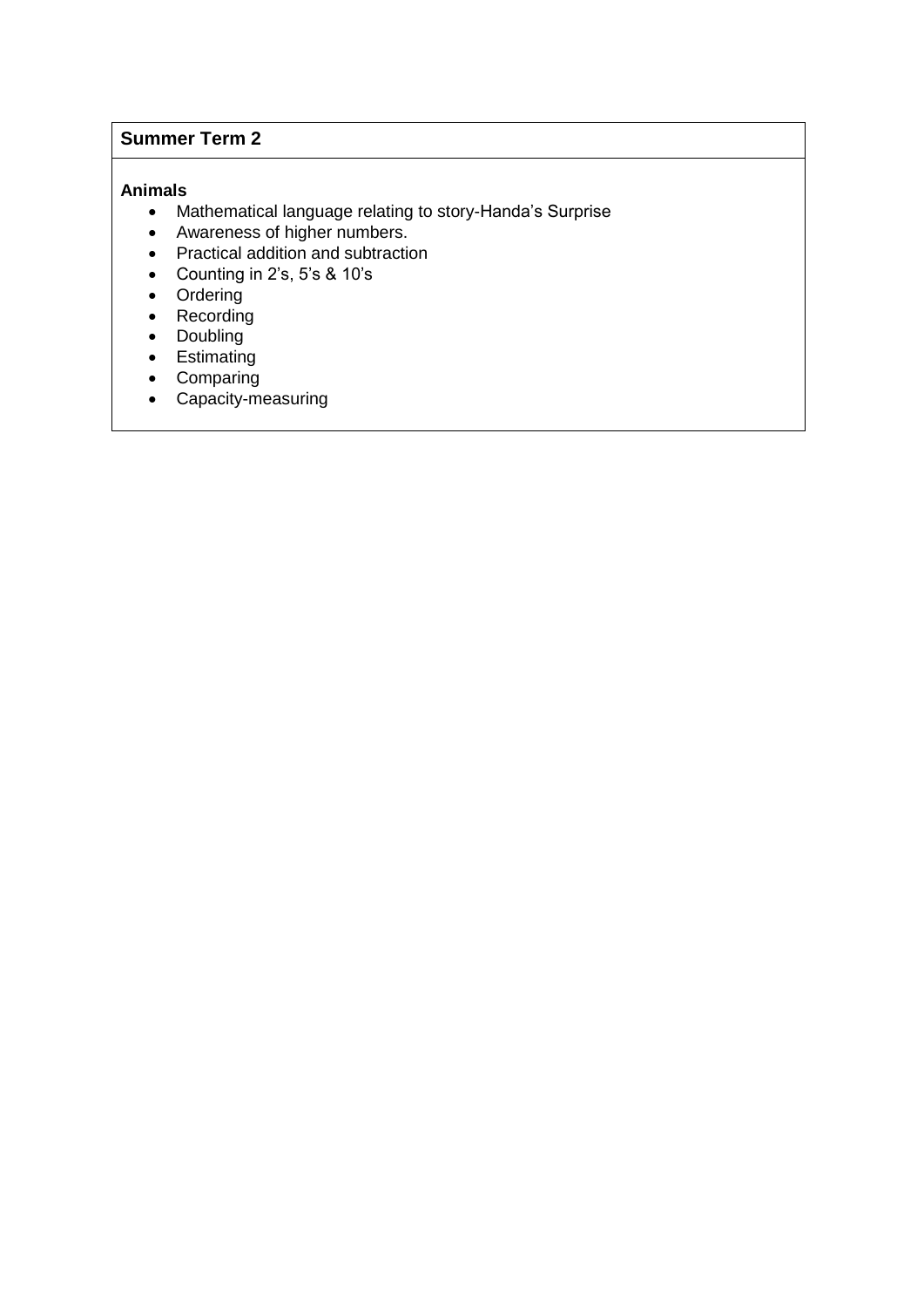| Summer Term 2 |
| --- |
| **Animals**<br>• Mathematical language relating to story-Handa's Surprise<br>• Awareness of higher numbers.<br>• Practical addition and subtraction<br>• Counting in 2's, 5's & 10's<br>• Ordering<br>• Recording<br>• Doubling<br>• Estimating<br>• Comparing<br>• Capacity-measuring |